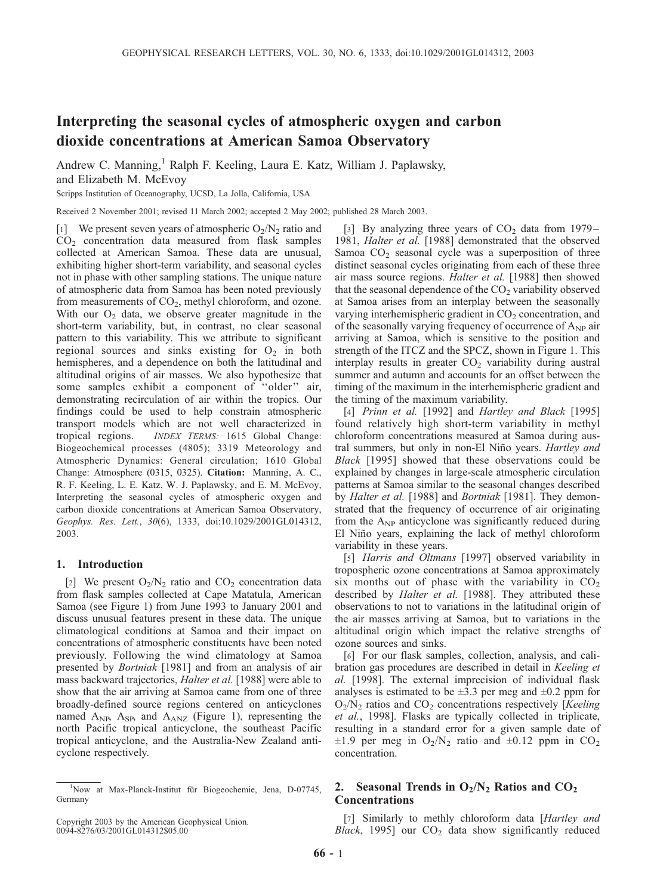# Interpreting the seasonal cycles of atmospheric oxygen and carbon dioxide concentrations at American Samoa Observatory

Andrew C. Manning,[1] Ralph F. Keeling, Laura E. Katz, William J. Paplawsky, and Elizabeth M. McEvoy

Scripps Institution of Oceanography, UCSD, La Jolla, California, USA

Received 2 November 2001; revised 11 March 2002; accepted 2 May 2002; published 28 March 2003.

[1] We present seven years of atmospheric $O_2/N_2$ ratio and $CO_2$ concentration data measured from flask samples collected at American Samoa. These data are unusual, exhibiting higher short-term variability, and seasonal cycles not in phase with other sampling stations. The unique nature of atmospheric data from Samoa has been noted previously from measurements of $CO_2$, methyl chloroform, and ozone. With our $O_2$ data, we observe greater magnitude in the short-term variability, but, in contrast, no clear seasonal pattern to this variability. This we attribute to significant regional sources and sinks existing for $O_2$ in both hemispheres, and a dependence on both the latitudinal and altitudinal origins of air masses. We also hypothesize that some samples exhibit a component of ''older'' air, demonstrating recirculation of air within the tropics. Our findings could be used to help constrain atmospheric transport models which are not well characterized in tropical regions. *INDEX TERMS:* 1615 Global Change: Biogeochemical processes (4805); 3319 Meteorology and Atmospheric Dynamics: General circulation; 1610 Global Change: Atmosphere (0315, 0325). **Citation:** Manning, A. C., R. F. Keeling, L. E. Katz, W. J. Paplawsky, and E. M. McEvoy, Interpreting the seasonal cycles of atmospheric oxygen and carbon dioxide concentrations at American Samoa Observatory, *Geophys. Res. Lett.*, *30*(6), 1333, doi:10.1029/2001GL014312, 2003.

## 1. Introduction

[2] We present $O_2/N_2$ ratio and $CO_2$ concentration data from flask samples collected at Cape Matatula, American Samoa (see Figure 1) from June 1993 to January 2001 and discuss unusual features present in these data. The unique climatological conditions at Samoa and their impact on concentrations of atmospheric constituents have been noted previously. Following the wind climatology at Samoa presented by *Bortniak* [1981] and from an analysis of air mass backward trajectories, *Halter et al.* [1988] were able to show that the air arriving at Samoa came from one of three broadly-defined source regions centered on anticyclones named $A_{NP}$, $A_{SP}$, and $A_{ANZ}$ (Figure 1), representing the north Pacific tropical anticyclone, the southeast Pacific tropical anticyclone, and the Australia-New Zealand anticyclone respectively.

[3] By analyzing three years of $CO_2$ data from 1979–1981, *Halter et al.* [1988] demonstrated that the observed Samoa $CO_2$ seasonal cycle was a superposition of three distinct seasonal cycles originating from each of these three air mass source regions. *Halter et al.* [1988] then showed that the seasonal dependence of the $CO_2$ variability observed at Samoa arises from an interplay between the seasonally varying interhemispheric gradient in $CO_2$ concentration, and of the seasonally varying frequency of occurrence of $A_{NP}$ air arriving at Samoa, which is sensitive to the position and strength of the ITCZ and the SPCZ, shown in Figure 1. This interplay results in greater $CO_2$ variability during austral summer and autumn and accounts for an offset between the timing of the maximum in the interhemispheric gradient and the timing of the maximum variability.

[4] *Prinn et al.* [1992] and *Hartley and Black* [1995] found relatively high short-term variability in methyl chloroform concentrations measured at Samoa during austral summers, but only in non-El Niño years. *Hartley and Black* [1995] showed that these observations could be explained by changes in large-scale atmospheric circulation patterns at Samoa similar to the seasonal changes described by *Halter et al.* [1988] and *Bortniak* [1981]. They demonstrated that the frequency of occurrence of air originating from the $A_{NP}$ anticyclone was significantly reduced during El Niño years, explaining the lack of methyl chloroform variability in these years.

[5] *Harris and Oltmans* [1997] observed variability in tropospheric ozone concentrations at Samoa approximately six months out of phase with the variability in $CO_2$ described by *Halter et al.* [1988]. They attributed these observations to not to variations in the latitudinal origin of the air masses arriving at Samoa, but to variations in the altitudinal origin which impact the relative strengths of ozone sources and sinks.

[6] For our flask samples, collection, analysis, and calibration gas procedures are described in detail in *Keeling et al.* [1998]. The external imprecision of individual flask analyses is estimated to be ±3.3 per meg and ±0.2 ppm for $O_2/N_2$ ratios and $CO_2$ concentrations respectively [*Keeling et al.*, 1998]. Flasks are typically collected in triplicate, resulting in a standard error for a given sample date of ±1.9 per meg in $O_2/N_2$ ratio and ±0.12 ppm in $CO_2$ concentration.

## 2. Seasonal Trends in $O_2/N_2$ Ratios and $CO_2$ Concentrations

[7] Similarly to methly chloroform data [*Hartley and Black*, 1995] our $CO_2$ data show significantly reduced

[1] Now at Max-Planck-Institut für Biogeochemie, Jena, D-07745, Germany

Copyright 2003 by the American Geophysical Union.
0094-8276/03/2001GL014312$05.00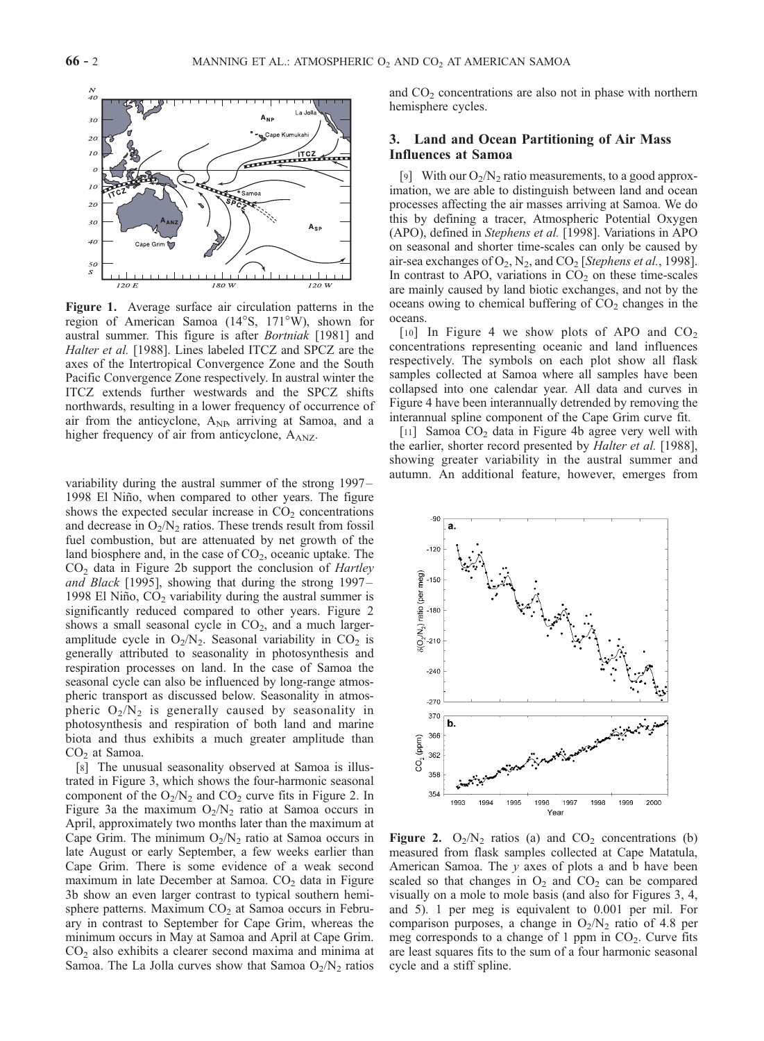**Figure 1.** Average surface air circulation patterns in the region of American Samoa (14°S, 171°W), shown for austral summer. This figure is after *Bortniak* [1981] and *Halter et al.* [1988]. Lines labeled ITCZ and SPCZ are the axes of the Intertropical Convergence Zone and the South Pacific Convergence Zone respectively. In austral winter the ITCZ extends further westwards and the SPCZ shifts northwards, resulting in a lower frequency of occurrence of air from the anticyclone, $A_{NP}$, arriving at Samoa, and a higher frequency of air from anticyclone, $A_{ANZ}$.

variability during the austral summer of the strong 1997–1998 El Niño, when compared to other years. The figure shows the expected secular increase in $CO_2$ concentrations and decrease in $O_2/N_2$ ratios. These trends result from fossil fuel combustion, but are attenuated by net growth of the land biosphere and, in the case of $CO_2$, oceanic uptake. The $CO_2$ data in Figure 2b support the conclusion of *Hartley and Black* [1995], showing that during the strong 1997–1998 El Niño, $CO_2$ variability during the austral summer is significantly reduced compared to other years. Figure 2 shows a small seasonal cycle in $CO_2$, and a much larger-amplitude cycle in $O_2/N_2$. Seasonal variability in $CO_2$ is generally attributed to seasonality in photosynthesis and respiration processes on land. In the case of Samoa the seasonal cycle can also be influenced by long-range atmospheric transport as discussed below. Seasonality in atmospheric $O_2/N_2$ is generally caused by seasonality in photosynthesis and respiration of both land and marine biota and thus exhibits a much greater amplitude than $CO_2$ at Samoa.

[8] The unusual seasonality observed at Samoa is illustrated in Figure 3, which shows the four-harmonic seasonal component of the $O_2/N_2$ and $CO_2$ curve fits in Figure 2. In Figure 3a the maximum $O_2/N_2$ ratio at Samoa occurs in April, approximately two months later than the maximum at Cape Grim. The minimum $O_2/N_2$ ratio at Samoa occurs in late August or early September, a few weeks earlier than Cape Grim. There is some evidence of a weak second maximum in late December at Samoa. $CO_2$ data in Figure 3b show an even larger contrast to typical southern hemisphere patterns. Maximum $CO_2$ at Samoa occurs in February in contrast to September for Cape Grim, whereas the minimum occurs in May at Samoa and April at Cape Grim. $CO_2$ also exhibits a clearer second maxima and minima at Samoa. The La Jolla curves show that Samoa $O_2/N_2$ ratios and $CO_2$ concentrations are also not in phase with northern hemisphere cycles.

## 3. Land and Ocean Partitioning of Air Mass Influences at Samoa

[9] With our $O_2/N_2$ ratio measurements, to a good approximation, we are able to distinguish between land and ocean processes affecting the air masses arriving at Samoa. We do this by defining a tracer, Atmospheric Potential Oxygen (APO), defined in *Stephens et al.* [1998]. Variations in APO on seasonal and shorter time-scales can only be caused by air-sea exchanges of $O_2$, $N_2$, and $CO_2$ [*Stephens et al.*, 1998]. In contrast to APO, variations in $CO_2$ on these time-scales are mainly caused by land biotic exchanges, and not by the oceans owing to chemical buffering of $CO_2$ changes in the oceans.

[10] In Figure 4 we show plots of APO and $CO_2$ concentrations representing oceanic and land influences respectively. The symbols on each plot show all flask samples collected at Samoa where all samples have been collapsed into one calendar year. All data and curves in Figure 4 have been interannually detrended by removing the interannual spline component of the Cape Grim curve fit.

[11] Samoa $CO_2$ data in Figure 4b agree very well with the earlier, shorter record presented by *Halter et al.* [1988], showing greater variability in the austral summer and autumn. An additional feature, however, emerges from

**Figure 2.** $O_2/N_2$ ratios (a) and $CO_2$ concentrations (b) measured from flask samples collected at Cape Matatula, American Samoa. The *y* axes of plots a and b have been scaled so that changes in $O_2$ and $CO_2$ can be compared visually on a mole to mole basis (and also for Figures 3, 4, and 5). 1 per meg is equivalent to 0.001 per mil. For comparison purposes, a change in $O_2/N_2$ ratio of 4.8 per meg corresponds to a change of 1 ppm in $CO_2$. Curve fits are least squares fits to the sum of a four harmonic seasonal cycle and a stiff spline.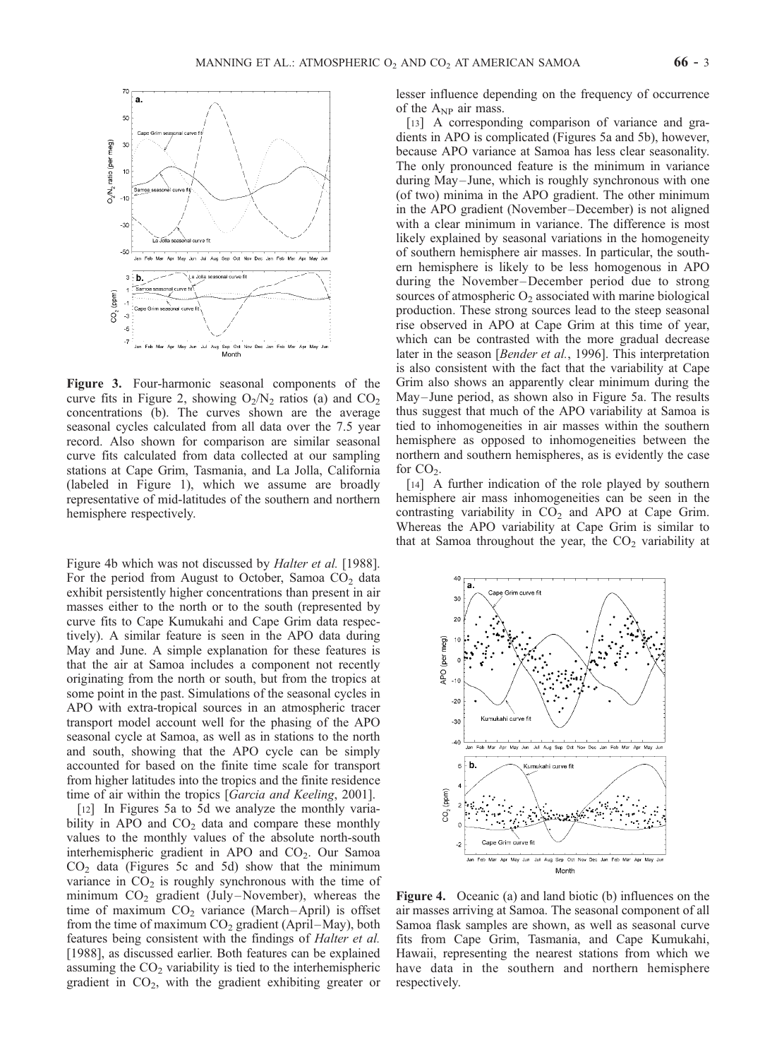**Figure 3.** Four-harmonic seasonal components of the curve fits in Figure 2, showing $O_2/N_2$ ratios (a) and $CO_2$ concentrations (b). The curves shown are the average seasonal cycles calculated from all data over the 7.5 year record. Also shown for comparison are similar seasonal curve fits calculated from data collected at our sampling stations at Cape Grim, Tasmania, and La Jolla, California (labeled in Figure 1), which we assume are broadly representative of mid-latitudes of the southern and northern hemisphere respectively.

Figure 4b which was not discussed by *Halter et al.* [1988]. For the period from August to October, Samoa $CO_2$ data exhibit persistently higher concentrations than present in air masses either to the north or to the south (represented by curve fits to Cape Kumukahi and Cape Grim data respectively). A similar feature is seen in the APO data during May and June. A simple explanation for these features is that the air at Samoa includes a component not recently originating from the north or south, but from the tropics at some point in the past. Simulations of the seasonal cycles in APO with extra-tropical sources in an atmospheric tracer transport model account well for the phasing of the APO seasonal cycle at Samoa, as well as in stations to the north and south, showing that the APO cycle can be simply accounted for based on the finite time scale for transport from higher latitudes into the tropics and the finite residence time of air within the tropics [*Garcia and Keeling*, 2001].

[12] In Figures 5a to 5d we analyze the monthly variability in APO and $CO_2$ data and compare these monthly values to the monthly values of the absolute north-south interhemispheric gradient in APO and $CO_2$. Our Samoa $CO_2$ data (Figures 5c and 5d) show that the minimum variance in $CO_2$ is roughly synchronous with the time of minimum $CO_2$ gradient (July–November), whereas the time of maximum $CO_2$ variance (March–April) is offset from the time of maximum $CO_2$ gradient (April–May), both features being consistent with the findings of *Halter et al.* [1988], as discussed earlier. Both features can be explained assuming the $CO_2$ variability is tied to the interhemispheric gradient in $CO_2$, with the gradient exhibiting greater or lesser influence depending on the frequency of occurrence of the $A_{NP}$ air mass.

[13] A corresponding comparison of variance and gradients in APO is complicated (Figures 5a and 5b), however, because APO variance at Samoa has less clear seasonality. The only pronounced feature is the minimum in variance during May–June, which is roughly synchronous with one (of two) minima in the APO gradient. The other minimum in the APO gradient (November–December) is not aligned with a clear minimum in variance. The difference is most likely explained by seasonal variations in the homogeneity of southern hemisphere air masses. In particular, the southern hemisphere is likely to be less homogenous in APO during the November–December period due to strong sources of atmospheric $O_2$ associated with marine biological production. These strong sources lead to the steep seasonal rise observed in APO at Cape Grim at this time of year, which can be contrasted with the more gradual decrease later in the season [*Bender et al.*, 1996]. This interpretation is also consistent with the fact that the variability at Cape Grim also shows an apparently clear minimum during the May–June period, as shown also in Figure 5a. The results thus suggest that much of the APO variability at Samoa is tied to inhomogeneities in air masses within the southern hemisphere as opposed to inhomogeneities between the northern and southern hemispheres, as is evidently the case for $CO_2$.

[14] A further indication of the role played by southern hemisphere air mass inhomogeneities can be seen in the contrasting variability in $CO_2$ and APO at Cape Grim. Whereas the APO variability at Cape Grim is similar to that at Samoa throughout the year, the $CO_2$ variability at

**Figure 4.** Oceanic (a) and land biotic (b) influences on the air masses arriving at Samoa. The seasonal component of all Samoa flask samples are shown, as well as seasonal curve fits from Cape Grim, Tasmania, and Cape Kumukahi, Hawaii, representing the nearest stations from which we have data in the southern and northern hemisphere respectively.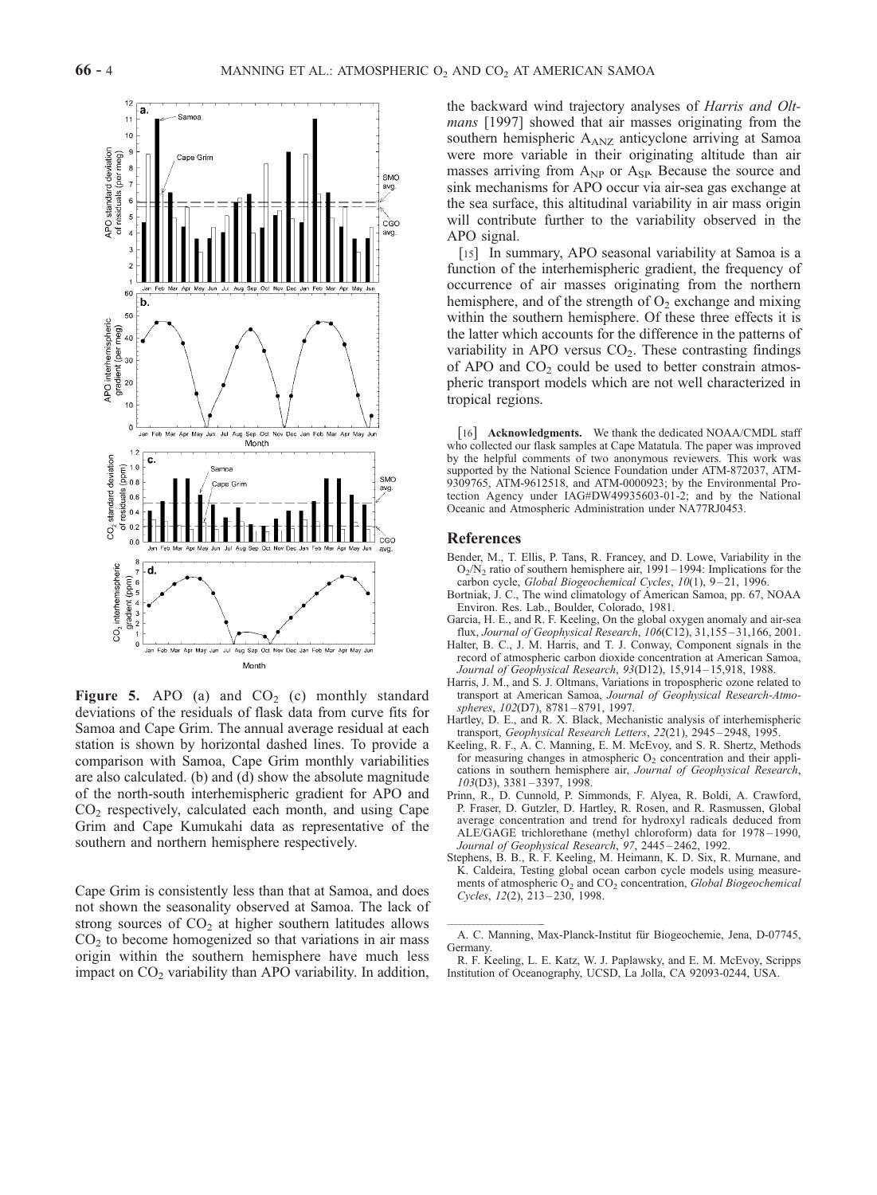a.

Samoa

Cape Grim

APO standard deviation of residuals (per meg)

SMO avg.

CGO avg.

Jan Feb Mar Apr May Jun Jul Aug Sep Oct Nov Dec Jan Feb Mar Apr May Jun

b.

APO interhemispheric gradient (per meg)

Month

c.

Samoa

Cape Grim

$CO_2$ standard deviation of residuals (ppm)

SMO avg.

CGO avg.

d.

$CO_2$ interhemispheric gradient (ppm)

Month

**Figure 5.** APO (a) and $CO_2$ (c) monthly standard deviations of the residuals of flask data from curve fits for Samoa and Cape Grim. The annual average residual at each station is shown by horizontal dashed lines. To provide a comparison with Samoa, Cape Grim monthly variabilities are also calculated. (b) and (d) show the absolute magnitude of the north-south interhemispheric gradient for APO and $CO_2$ respectively, calculated each month, and using Cape Grim and Cape Kumukahi data as representative of the southern and northern hemisphere respectively.

Cape Grim is consistently less than that at Samoa, and does not shown the seasonality observed at Samoa. The lack of strong sources of $CO_2$ at higher southern latitudes allows $CO_2$ to become homogenized so that variations in air mass origin within the southern hemisphere have much less impact on $CO_2$ variability than APO variability. In addition, the backward wind trajectory analyses of *Harris and Oltmans* [1997] showed that air masses originating from the southern hemispheric $A_{ANZ}$ anticyclone arriving at Samoa were more variable in their originating altitude than air masses arriving from $A_{NP}$ or $A_{SP}$. Because the source and sink mechanisms for APO occur via air-sea gas exchange at the sea surface, this altitudinal variability in air mass origin will contribute further to the variability observed in the APO signal.

[15] In summary, APO seasonal variability at Samoa is a function of the interhemispheric gradient, the frequency of occurrence of air masses originating from the northern hemisphere, and of the strength of $O_2$ exchange and mixing within the southern hemisphere. Of these three effects it is the latter which accounts for the difference in the patterns of variability in APO versus $CO_2$. These contrasting findings of APO and $CO_2$ could be used to better constrain atmospheric transport models which are not well characterized in tropical regions.

[16] **Acknowledgments.** We thank the dedicated NOAA/CMDL staff who collected our flask samples at Cape Matatula. The paper was improved by the helpful comments of two anonymous reviewers. This work was supported by the National Science Foundation under ATM-872037, ATM-9309765, ATM-9612518, and ATM-0000923; by the Environmental Protection Agency under IAG#DW49935603-01-2; and by the National Oceanic and Atmospheric Administration under NA77RJ0453.

## References

Bender, M., T. Ellis, P. Tans, R. Francey, and D. Lowe, Variability in the $O_2/N_2$ ratio of southern hemisphere air, 1991–1994: Implications for the carbon cycle, *Global Biogeochemical Cycles*, *10*(1), 9–21, 1996.

Bortniak, J. C., The wind climatology of American Samoa, pp. 67, NOAA Environ. Res. Lab., Boulder, Colorado, 1981.

Garcia, H. E., and R. F. Keeling, On the global oxygen anomaly and air-sea flux, *Journal of Geophysical Research*, *106*(C12), 31,155–31,166, 2001.

Halter, B. C., J. M. Harris, and T. J. Conway, Component signals in the record of atmospheric carbon dioxide concentration at American Samoa, *Journal of Geophysical Research*, *93*(D12), 15,914–15,918, 1988.

Harris, J. M., and S. J. Oltmans, Variations in tropospheric ozone related to transport at American Samoa, *Journal of Geophysical Research-Atmospheres*, *102*(D7), 8781–8791, 1997.

Hartley, D. E., and R. X. Black, Mechanistic analysis of interhemispheric transport, *Geophysical Research Letters*, *22*(21), 2945–2948, 1995.

Keeling, R. F., A. C. Manning, E. M. McEvoy, and S. R. Shertz, Methods for measuring changes in atmospheric $O_2$ concentration and their applications in southern hemisphere air, *Journal of Geophysical Research*, *103*(D3), 3381–3397, 1998.

Prinn, R., D. Cunnold, P. Simmonds, F. Alyea, R. Boldi, A. Crawford, P. Fraser, D. Gutzler, D. Hartley, R. Rosen, and R. Rasmussen, Global average concentration and trend for hydroxyl radicals deduced from ALE/GAGE trichlorethane (methyl chloroform) data for 1978–1990, *Journal of Geophysical Research*, *97*, 2445–2462, 1992.

Stephens, B. B., R. F. Keeling, M. Heimann, K. D. Six, R. Murnane, and K. Caldeira, Testing global ocean carbon cycle models using measurements of atmospheric $O_2$ and $CO_2$ concentration, *Global Biogeochemical Cycles*, *12*(2), 213–230, 1998.

A. C. Manning, Max-Planck-Institut für Biogeochemie, Jena, D-07745, Germany.

R. F. Keeling, L. E. Katz, W. J. Paplawsky, and E. M. McEvoy, Scripps Institution of Oceanography, UCSD, La Jolla, CA 92093-0244, USA.